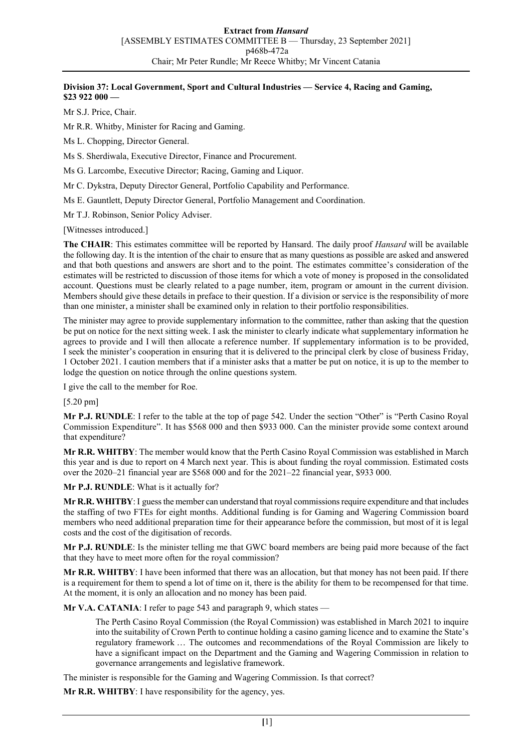**Division 37: Local Government, Sport and Cultural Industries — Service 4, Racing and Gaming, $23 922 000 —**

Mr S.J. Price, Chair.

Mr R.R. Whitby, Minister for Racing and Gaming.

Ms L. Chopping, Director General.

Ms S. Sherdiwala, Executive Director, Finance and Procurement.

Ms G. Larcombe, Executive Director; Racing, Gaming and Liquor.

Mr C. Dykstra, Deputy Director General, Portfolio Capability and Performance.

Ms E. Gauntlett, Deputy Director General, Portfolio Management and Coordination.

Mr T.J. Robinson, Senior Policy Adviser.

[Witnesses introduced.]

**The CHAIR**: This estimates committee will be reported by Hansard. The daily proof *Hansard* will be available the following day. It is the intention of the chair to ensure that as many questions as possible are asked and answered and that both questions and answers are short and to the point. The estimates committee's consideration of the estimates will be restricted to discussion of those items for which a vote of money is proposed in the consolidated account. Questions must be clearly related to a page number, item, program or amount in the current division. Members should give these details in preface to their question. If a division or service is the responsibility of more than one minister, a minister shall be examined only in relation to their portfolio responsibilities.

The minister may agree to provide supplementary information to the committee, rather than asking that the question be put on notice for the next sitting week. I ask the minister to clearly indicate what supplementary information he agrees to provide and I will then allocate a reference number. If supplementary information is to be provided, I seek the minister's cooperation in ensuring that it is delivered to the principal clerk by close of business Friday, 1 October 2021. I caution members that if a minister asks that a matter be put on notice, it is up to the member to lodge the question on notice through the online questions system.

I give the call to the member for Roe.

[5.20 pm]

**Mr P.J. RUNDLE**: I refer to the table at the top of page 542. Under the section "Other" is "Perth Casino Royal Commission Expenditure". It has $568 000 and then $933 000. Can the minister provide some context around that expenditure?

**Mr R.R. WHITBY**: The member would know that the Perth Casino Royal Commission was established in March this year and is due to report on 4 March next year. This is about funding the royal commission. Estimated costs over the 2020–21 financial year are $568 000 and for the 2021–22 financial year, $933 000.

**Mr P.J. RUNDLE**: What is it actually for?

**Mr R.R. WHITBY**: I guess the member can understand that royal commissions require expenditure and that includes the staffing of two FTEs for eight months. Additional funding is for Gaming and Wagering Commission board members who need additional preparation time for their appearance before the commission, but most of it is legal costs and the cost of the digitisation of records.

**Mr P.J. RUNDLE**: Is the minister telling me that GWC board members are being paid more because of the fact that they have to meet more often for the royal commission?

**Mr R.R. WHITBY**: I have been informed that there was an allocation, but that money has not been paid. If there is a requirement for them to spend a lot of time on it, there is the ability for them to be recompensed for that time. At the moment, it is only an allocation and no money has been paid.

**Mr V.A. CATANIA**: I refer to page 543 and paragraph 9, which states —

> The Perth Casino Royal Commission (the Royal Commission) was established in March 2021 to inquire into the suitability of Crown Perth to continue holding a casino gaming licence and to examine the State's regulatory framework … The outcomes and recommendations of the Royal Commission are likely to have a significant impact on the Department and the Gaming and Wagering Commission in relation to governance arrangements and legislative framework.

The minister is responsible for the Gaming and Wagering Commission. Is that correct?

**Mr R.R. WHITBY**: I have responsibility for the agency, yes.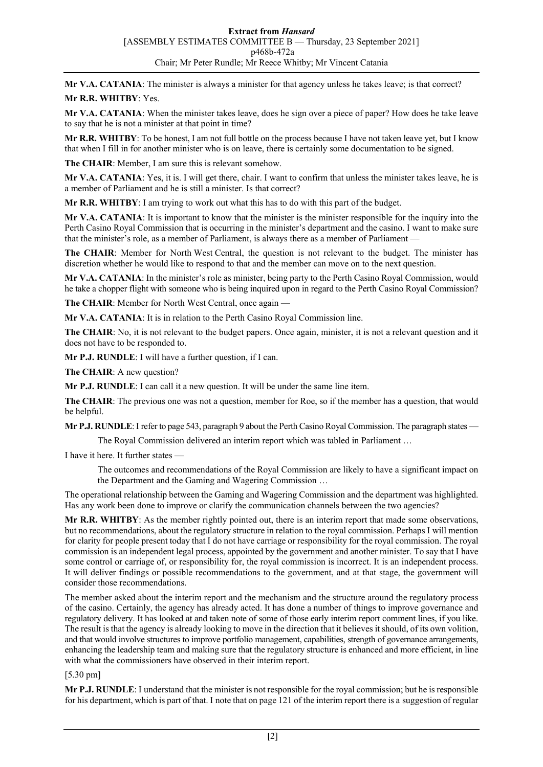**Mr V.A. CATANIA**: The minister is always a minister for that agency unless he takes leave; is that correct?

**Mr R.R. WHITBY**: Yes.

**Mr V.A. CATANIA**: When the minister takes leave, does he sign over a piece of paper? How does he take leave to say that he is not a minister at that point in time?

**Mr R.R. WHITBY**: To be honest, I am not full bottle on the process because I have not taken leave yet, but I know that when I fill in for another minister who is on leave, there is certainly some documentation to be signed.

**The CHAIR**: Member, I am sure this is relevant somehow.

**Mr V.A. CATANIA**: Yes, it is. I will get there, chair. I want to confirm that unless the minister takes leave, he is a member of Parliament and he is still a minister. Is that correct?

**Mr R.R. WHITBY**: I am trying to work out what this has to do with this part of the budget.

**Mr V.A. CATANIA**: It is important to know that the minister is the minister responsible for the inquiry into the Perth Casino Royal Commission that is occurring in the minister's department and the casino. I want to make sure that the minister's role, as a member of Parliament, is always there as a member of Parliament —

**The CHAIR**: Member for North West Central, the question is not relevant to the budget. The minister has discretion whether he would like to respond to that and the member can move on to the next question.

**Mr V.A. CATANIA**: In the minister's role as minister, being party to the Perth Casino Royal Commission, would he take a chopper flight with someone who is being inquired upon in regard to the Perth Casino Royal Commission?

**The CHAIR**: Member for North West Central, once again —

**Mr V.A. CATANIA**: It is in relation to the Perth Casino Royal Commission line.

**The CHAIR**: No, it is not relevant to the budget papers. Once again, minister, it is not a relevant question and it does not have to be responded to.

**Mr P.J. RUNDLE**: I will have a further question, if I can.

**The CHAIR**: A new question?

**Mr P.J. RUNDLE**: I can call it a new question. It will be under the same line item.

**The CHAIR**: The previous one was not a question, member for Roe, so if the member has a question, that would be helpful.

**Mr P.J. RUNDLE**: I refer to page 543, paragraph 9 about the Perth Casino Royal Commission. The paragraph states —

> The Royal Commission delivered an interim report which was tabled in Parliament …

I have it here. It further states —

> The outcomes and recommendations of the Royal Commission are likely to have a significant impact on the Department and the Gaming and Wagering Commission …

The operational relationship between the Gaming and Wagering Commission and the department was highlighted. Has any work been done to improve or clarify the communication channels between the two agencies?

**Mr R.R. WHITBY**: As the member rightly pointed out, there is an interim report that made some observations, but no recommendations, about the regulatory structure in relation to the royal commission. Perhaps I will mention for clarity for people present today that I do not have carriage or responsibility for the royal commission. The royal commission is an independent legal process, appointed by the government and another minister. To say that I have some control or carriage of, or responsibility for, the royal commission is incorrect. It is an independent process. It will deliver findings or possible recommendations to the government, and at that stage, the government will consider those recommendations.

The member asked about the interim report and the mechanism and the structure around the regulatory process of the casino. Certainly, the agency has already acted. It has done a number of things to improve governance and regulatory delivery. It has looked at and taken note of some of those early interim report comment lines, if you like. The result is that the agency is already looking to move in the direction that it believes it should, of its own volition, and that would involve structures to improve portfolio management, capabilities, strength of governance arrangements, enhancing the leadership team and making sure that the regulatory structure is enhanced and more efficient, in line with what the commissioners have observed in their interim report.

[5.30 pm]

**Mr P.J. RUNDLE**: I understand that the minister is not responsible for the royal commission; but he is responsible for his department, which is part of that. I note that on page 121 of the interim report there is a suggestion of regular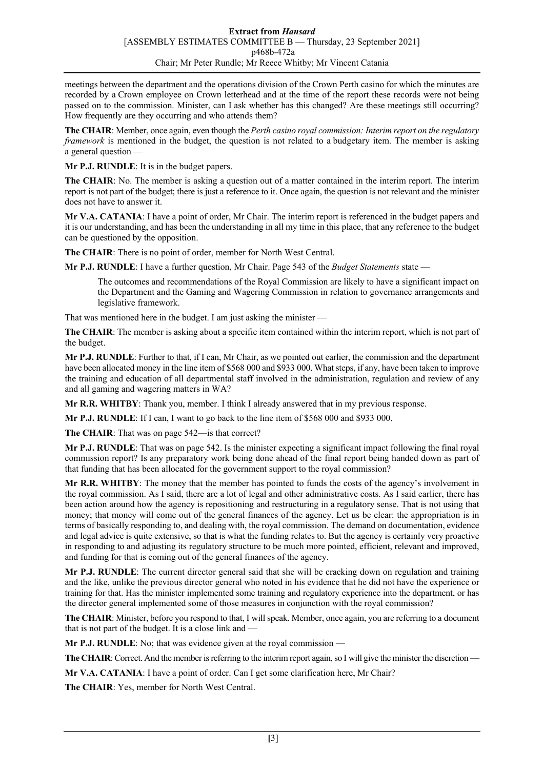meetings between the department and the operations division of the Crown Perth casino for which the minutes are recorded by a Crown employee on Crown letterhead and at the time of the report these records were not being passed on to the commission. Minister, can I ask whether has this changed? Are these meetings still occurring? How frequently are they occurring and who attends them?

**The CHAIR**: Member, once again, even though the *Perth casino royal commission: Interim report on the regulatory framework* is mentioned in the budget, the question is not related to a budgetary item. The member is asking a general question —

**Mr P.J. RUNDLE**: It is in the budget papers.

**The CHAIR**: No. The member is asking a question out of a matter contained in the interim report. The interim report is not part of the budget; there is just a reference to it. Once again, the question is not relevant and the minister does not have to answer it.

**Mr V.A. CATANIA**: I have a point of order, Mr Chair. The interim report is referenced in the budget papers and it is our understanding, and has been the understanding in all my time in this place, that any reference to the budget can be questioned by the opposition.

**The CHAIR**: There is no point of order, member for North West Central.

**Mr P.J. RUNDLE**: I have a further question, Mr Chair. Page 543 of the *Budget Statements* state —

> The outcomes and recommendations of the Royal Commission are likely to have a significant impact on the Department and the Gaming and Wagering Commission in relation to governance arrangements and legislative framework.

That was mentioned here in the budget. I am just asking the minister —

**The CHAIR**: The member is asking about a specific item contained within the interim report, which is not part of the budget.

**Mr P.J. RUNDLE**: Further to that, if I can, Mr Chair, as we pointed out earlier, the commission and the department have been allocated money in the line item of $568 000 and $933 000. What steps, if any, have been taken to improve the training and education of all departmental staff involved in the administration, regulation and review of any and all gaming and wagering matters in WA?

**Mr R.R. WHITBY**: Thank you, member. I think I already answered that in my previous response.

**Mr P.J. RUNDLE**: If I can, I want to go back to the line item of $568 000 and $933 000.

**The CHAIR**: That was on page 542—is that correct?

**Mr P.J. RUNDLE**: That was on page 542. Is the minister expecting a significant impact following the final royal commission report? Is any preparatory work being done ahead of the final report being handed down as part of that funding that has been allocated for the government support to the royal commission?

**Mr R.R. WHITBY**: The money that the member has pointed to funds the costs of the agency's involvement in the royal commission. As I said, there are a lot of legal and other administrative costs. As I said earlier, there has been action around how the agency is repositioning and restructuring in a regulatory sense. That is not using that money; that money will come out of the general finances of the agency. Let us be clear: the appropriation is in terms of basically responding to, and dealing with, the royal commission. The demand on documentation, evidence and legal advice is quite extensive, so that is what the funding relates to. But the agency is certainly very proactive in responding to and adjusting its regulatory structure to be much more pointed, efficient, relevant and improved, and funding for that is coming out of the general finances of the agency.

**Mr P.J. RUNDLE**: The current director general said that she will be cracking down on regulation and training and the like, unlike the previous director general who noted in his evidence that he did not have the experience or training for that. Has the minister implemented some training and regulatory experience into the department, or has the director general implemented some of those measures in conjunction with the royal commission?

**The CHAIR**: Minister, before you respond to that, I will speak. Member, once again, you are referring to a document that is not part of the budget. It is a close link and —

**Mr P.J. RUNDLE**: No; that was evidence given at the royal commission —

**The CHAIR**: Correct. And the member is referring to the interim report again, so I will give the minister the discretion —

**Mr V.A. CATANIA**: I have a point of order. Can I get some clarification here, Mr Chair?

**The CHAIR**: Yes, member for North West Central.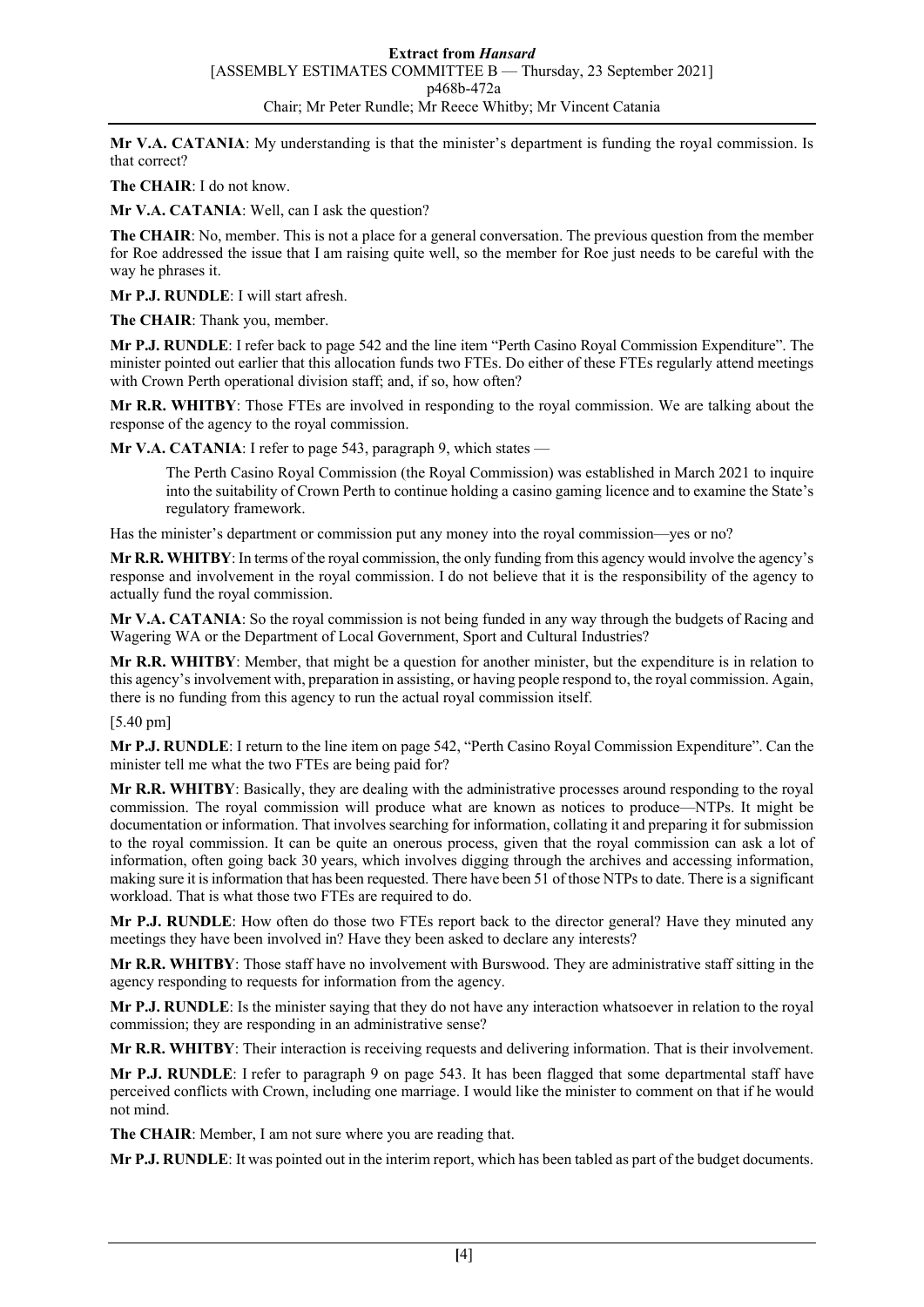**Mr V.A. CATANIA**: My understanding is that the minister's department is funding the royal commission. Is that correct?

**The CHAIR**: I do not know.

**Mr V.A. CATANIA**: Well, can I ask the question?

**The CHAIR**: No, member. This is not a place for a general conversation. The previous question from the member for Roe addressed the issue that I am raising quite well, so the member for Roe just needs to be careful with the way he phrases it.

**Mr P.J. RUNDLE**: I will start afresh.

**The CHAIR**: Thank you, member.

**Mr P.J. RUNDLE**: I refer back to page 542 and the line item "Perth Casino Royal Commission Expenditure". The minister pointed out earlier that this allocation funds two FTEs. Do either of these FTEs regularly attend meetings with Crown Perth operational division staff; and, if so, how often?

**Mr R.R. WHITBY**: Those FTEs are involved in responding to the royal commission. We are talking about the response of the agency to the royal commission.

**Mr V.A. CATANIA**: I refer to page 543, paragraph 9, which states —

> The Perth Casino Royal Commission (the Royal Commission) was established in March 2021 to inquire into the suitability of Crown Perth to continue holding a casino gaming licence and to examine the State's regulatory framework.

Has the minister's department or commission put any money into the royal commission—yes or no?

**Mr R.R. WHITBY**: In terms of the royal commission, the only funding from this agency would involve the agency's response and involvement in the royal commission. I do not believe that it is the responsibility of the agency to actually fund the royal commission.

**Mr V.A. CATANIA**: So the royal commission is not being funded in any way through the budgets of Racing and Wagering WA or the Department of Local Government, Sport and Cultural Industries?

**Mr R.R. WHITBY**: Member, that might be a question for another minister, but the expenditure is in relation to this agency's involvement with, preparation in assisting, or having people respond to, the royal commission. Again, there is no funding from this agency to run the actual royal commission itself.

[5.40 pm]

**Mr P.J. RUNDLE**: I return to the line item on page 542, "Perth Casino Royal Commission Expenditure". Can the minister tell me what the two FTEs are being paid for?

**Mr R.R. WHITBY**: Basically, they are dealing with the administrative processes around responding to the royal commission. The royal commission will produce what are known as notices to produce—NTPs. It might be documentation or information. That involves searching for information, collating it and preparing it for submission to the royal commission. It can be quite an onerous process, given that the royal commission can ask a lot of information, often going back 30 years, which involves digging through the archives and accessing information, making sure it is information that has been requested. There have been 51 of those NTPs to date. There is a significant workload. That is what those two FTEs are required to do.

**Mr P.J. RUNDLE**: How often do those two FTEs report back to the director general? Have they minuted any meetings they have been involved in? Have they been asked to declare any interests?

**Mr R.R. WHITBY**: Those staff have no involvement with Burswood. They are administrative staff sitting in the agency responding to requests for information from the agency.

**Mr P.J. RUNDLE**: Is the minister saying that they do not have any interaction whatsoever in relation to the royal commission; they are responding in an administrative sense?

**Mr R.R. WHITBY**: Their interaction is receiving requests and delivering information. That is their involvement.

**Mr P.J. RUNDLE**: I refer to paragraph 9 on page 543. It has been flagged that some departmental staff have perceived conflicts with Crown, including one marriage. I would like the minister to comment on that if he would not mind.

**The CHAIR**: Member, I am not sure where you are reading that.

**Mr P.J. RUNDLE**: It was pointed out in the interim report, which has been tabled as part of the budget documents.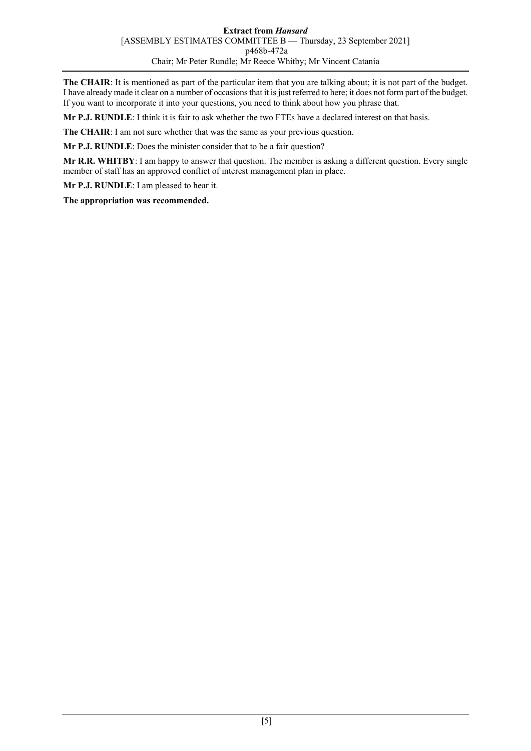**The CHAIR**: It is mentioned as part of the particular item that you are talking about; it is not part of the budget. I have already made it clear on a number of occasions that it is just referred to here; it does not form part of the budget. If you want to incorporate it into your questions, you need to think about how you phrase that.

**Mr P.J. RUNDLE**: I think it is fair to ask whether the two FTEs have a declared interest on that basis.

**The CHAIR**: I am not sure whether that was the same as your previous question.

**Mr P.J. RUNDLE**: Does the minister consider that to be a fair question?

**Mr R.R. WHITBY**: I am happy to answer that question. The member is asking a different question. Every single member of staff has an approved conflict of interest management plan in place.

**Mr P.J. RUNDLE**: I am pleased to hear it.

**The appropriation was recommended.**